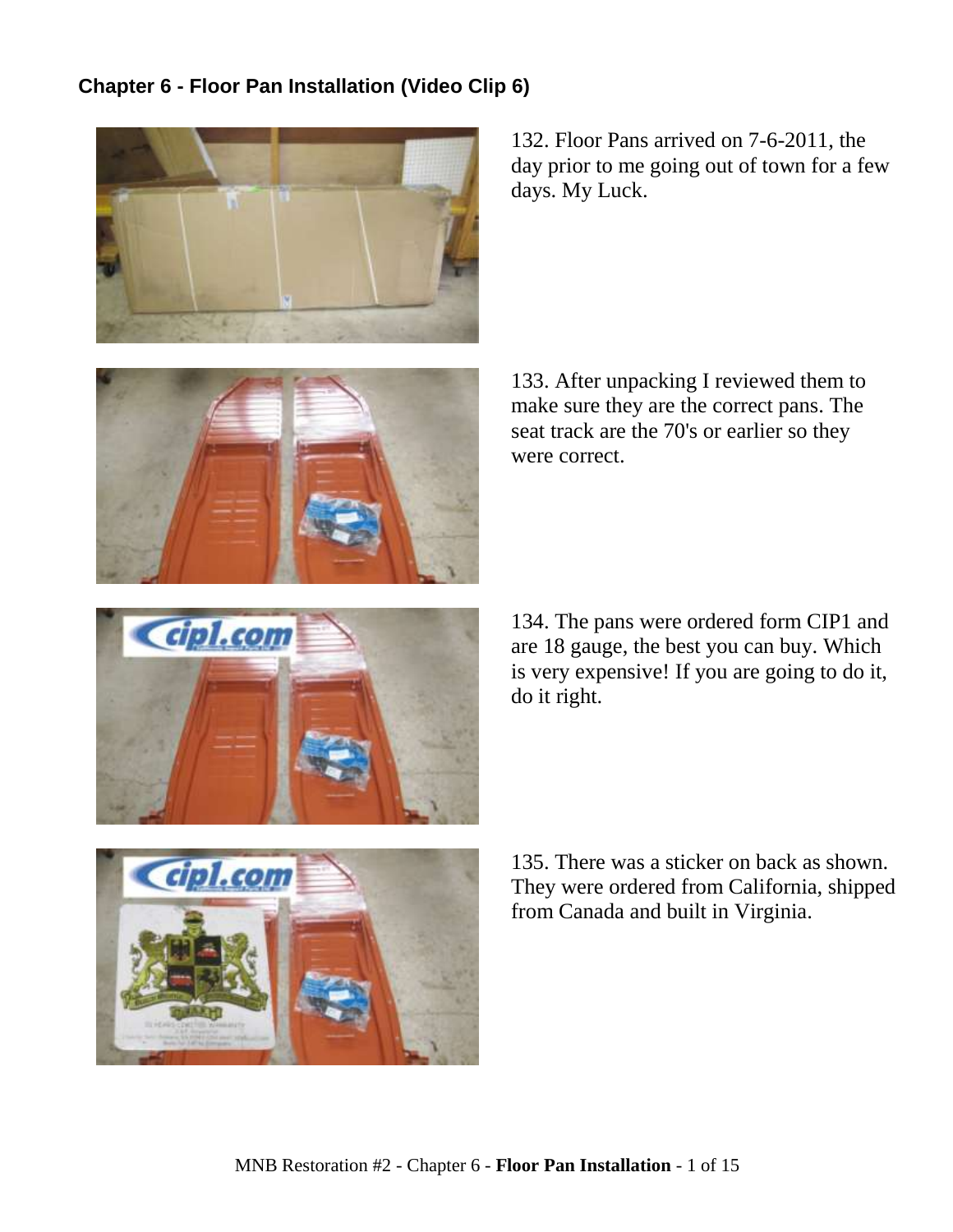## Chapter 6 - Floor Pan Installation (Video Clip 6)

132. Floor Pans arrived on 7-6-2011, the day prior to me going out of town for a few days. My Luck.

133. After unpacking I reviewed them to make sure they are the correct pans. The seat track are the 70's or earlier so they were correct.

134. The pans were ordered form CIP1 and are 18 gauge, the best you can buy. Which is very expensive! If you are going to do it, do it right.

135. There was a sticker on back as shown. They were ordered from California, shipped from Canada and built in Virginia.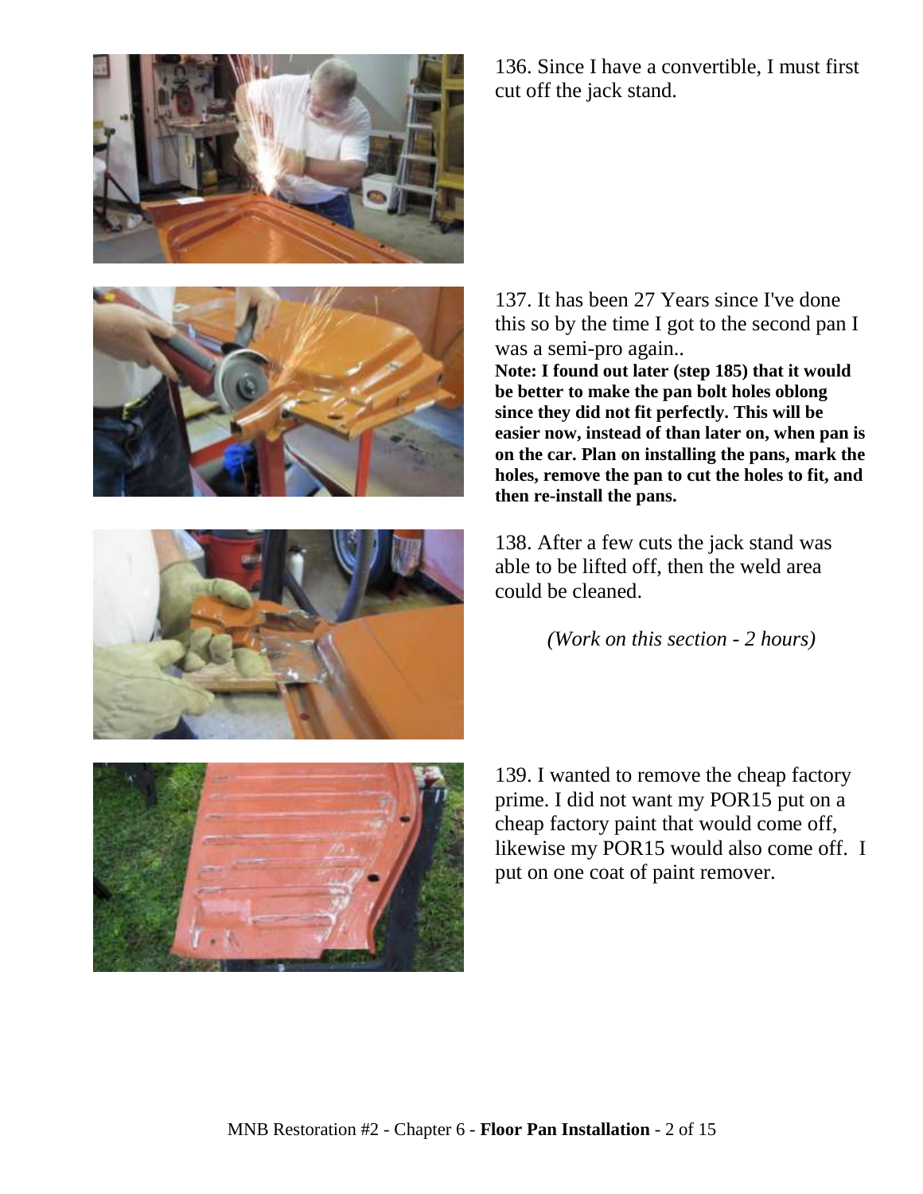136. Since I have a convertible, I must first cut off the jack stand.

137. It has been 27 Years since I've done this so by the time I got to the second pan I was a semi-pro again..

**Note: I found out later (step 185) that it would be better to make the pan bolt holes oblong since they did not fit perfectly. This will be easier now, instead of than later on, when pan is on the car. Plan on installing the pans, mark the holes, remove the pan to cut the holes to fit, and then re-install the pans.**

138. After a few cuts the jack stand was able to be lifted off, then the weld area could be cleaned.

*(Work on this section - 2 hours)*

139. I wanted to remove the cheap factory prime. I did not want my POR15 put on a cheap factory paint that would come off, likewise my POR15 would also come off. I put on one coat of paint remover.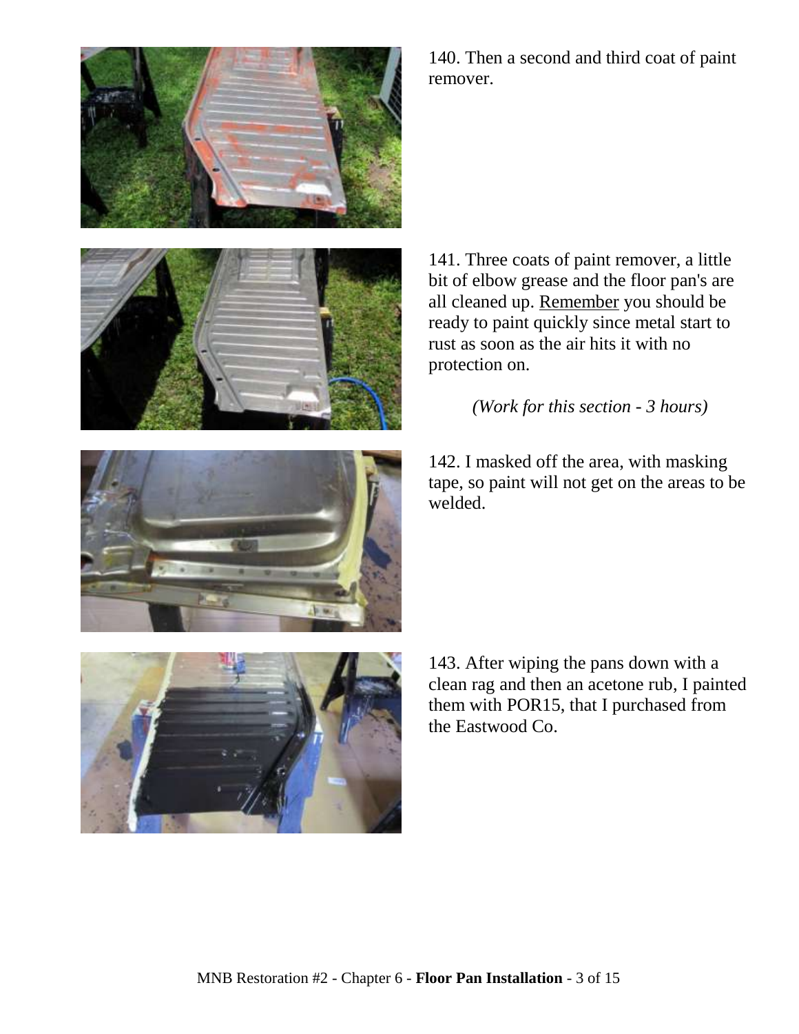140. Then a second and third coat of paint remover.

141. Three coats of paint remover, a little bit of elbow grease and the floor pan's are all cleaned up. Remember you should be ready to paint quickly since metal start to rust as soon as the air hits it with no protection on.

*(Work for this section - 3 hours)*

142. I masked off the area, with masking tape, so paint will not get on the areas to be welded.

143. After wiping the pans down with a clean rag and then an acetone rub, I painted them with POR15, that I purchased from the Eastwood Co.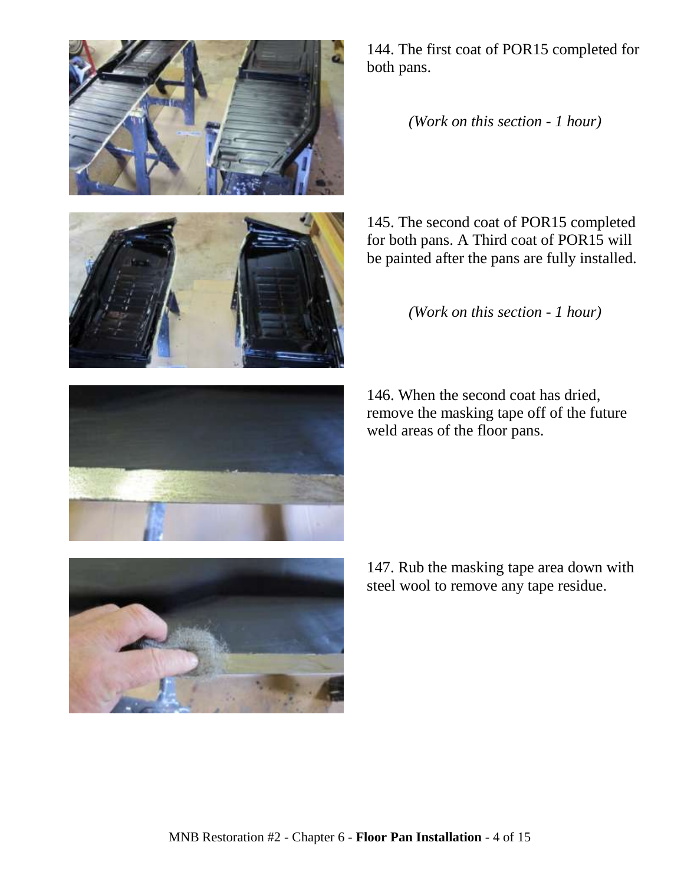144. The first coat of POR15 completed for both pans.

*(Work on this section - 1 hour)*

145. The second coat of POR15 completed for both pans. A Third coat of POR15 will be painted after the pans are fully installed.

*(Work on this section - 1 hour)*

146. When the second coat has dried, remove the masking tape off of the future weld areas of the floor pans.

147. Rub the masking tape area down with steel wool to remove any tape residue.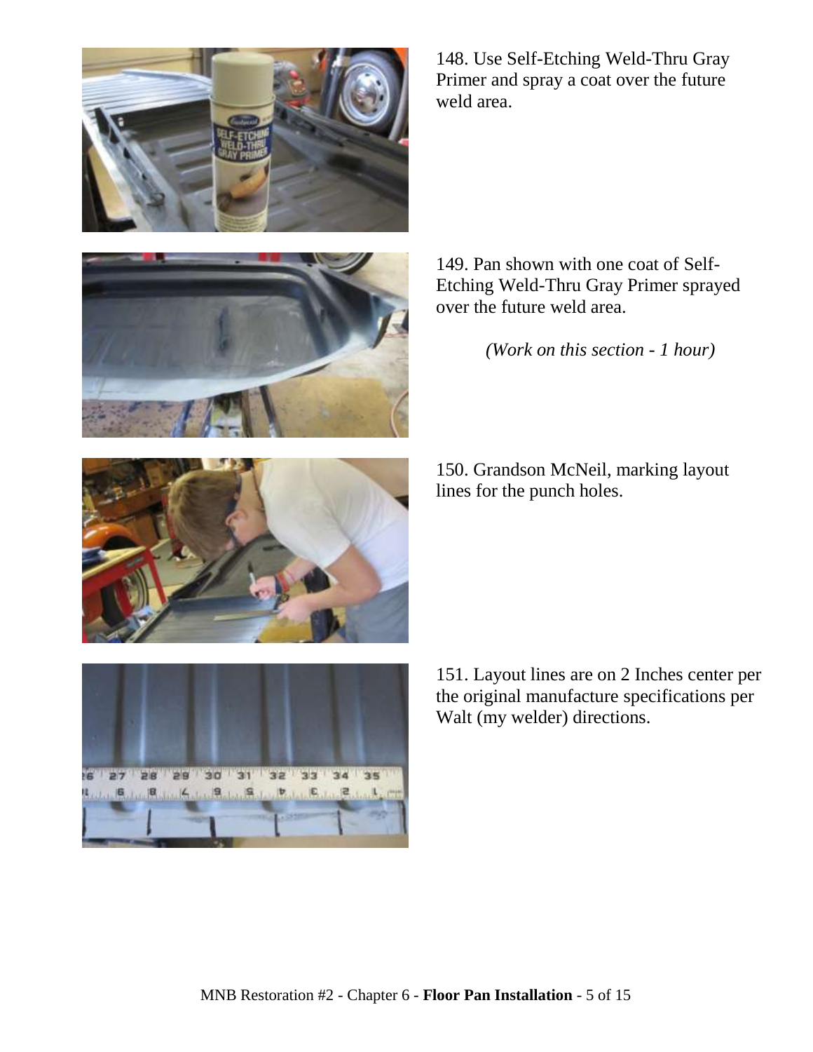148. Use Self-Etching Weld-Thru Gray Primer and spray a coat over the future weld area.

149. Pan shown with one coat of Self-Etching Weld-Thru Gray Primer sprayed over the future weld area.

*(Work on this section - 1 hour)*

150. Grandson McNeil, marking layout lines for the punch holes.

151. Layout lines are on 2 Inches center per the original manufacture specifications per Walt (my welder) directions.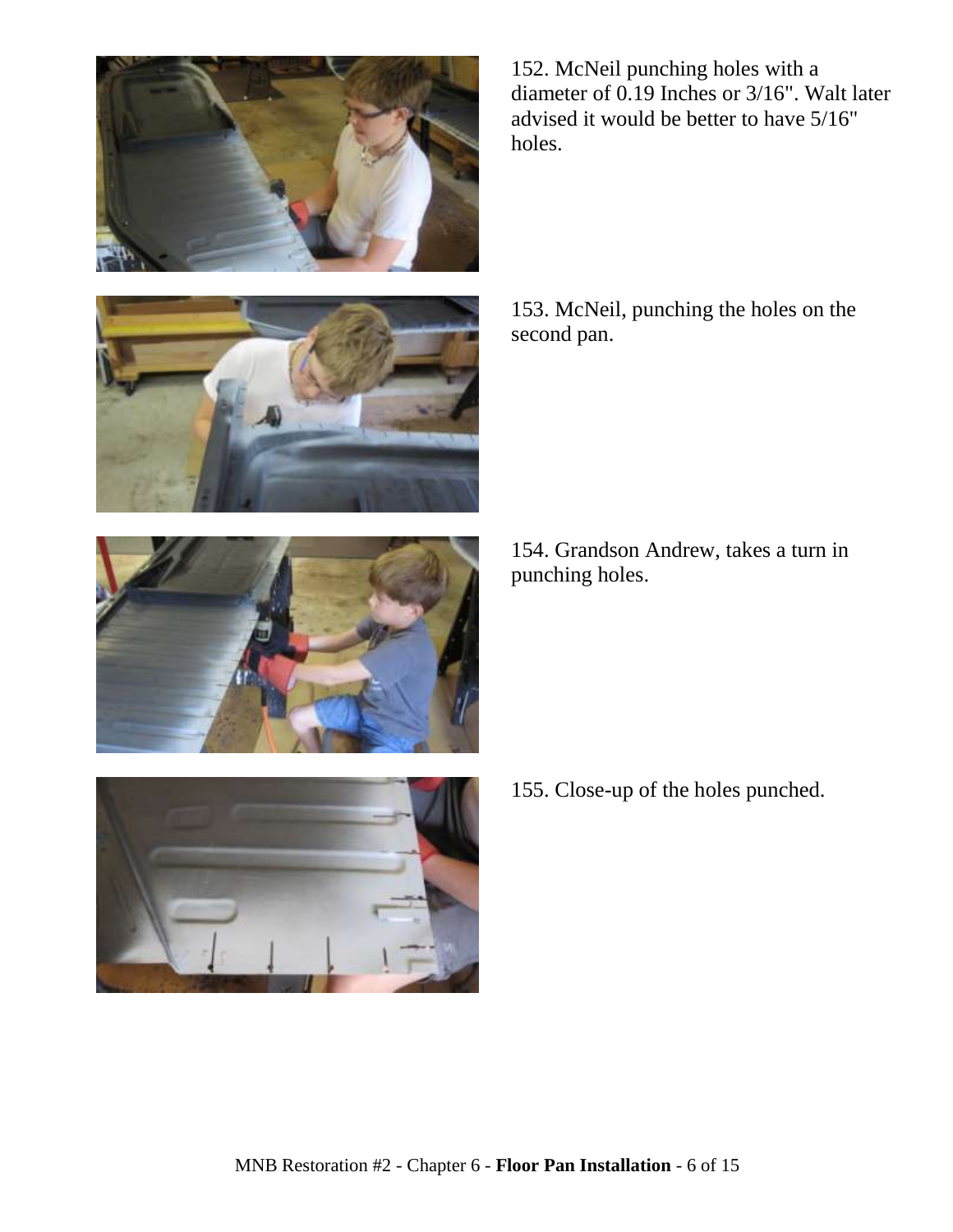152. McNeil punching holes with a diameter of 0.19 Inches or 3/16". Walt later advised it would be better to have 5/16" holes.

153. McNeil, punching the holes on the second pan.

154. Grandson Andrew, takes a turn in punching holes.

155. Close-up of the holes punched.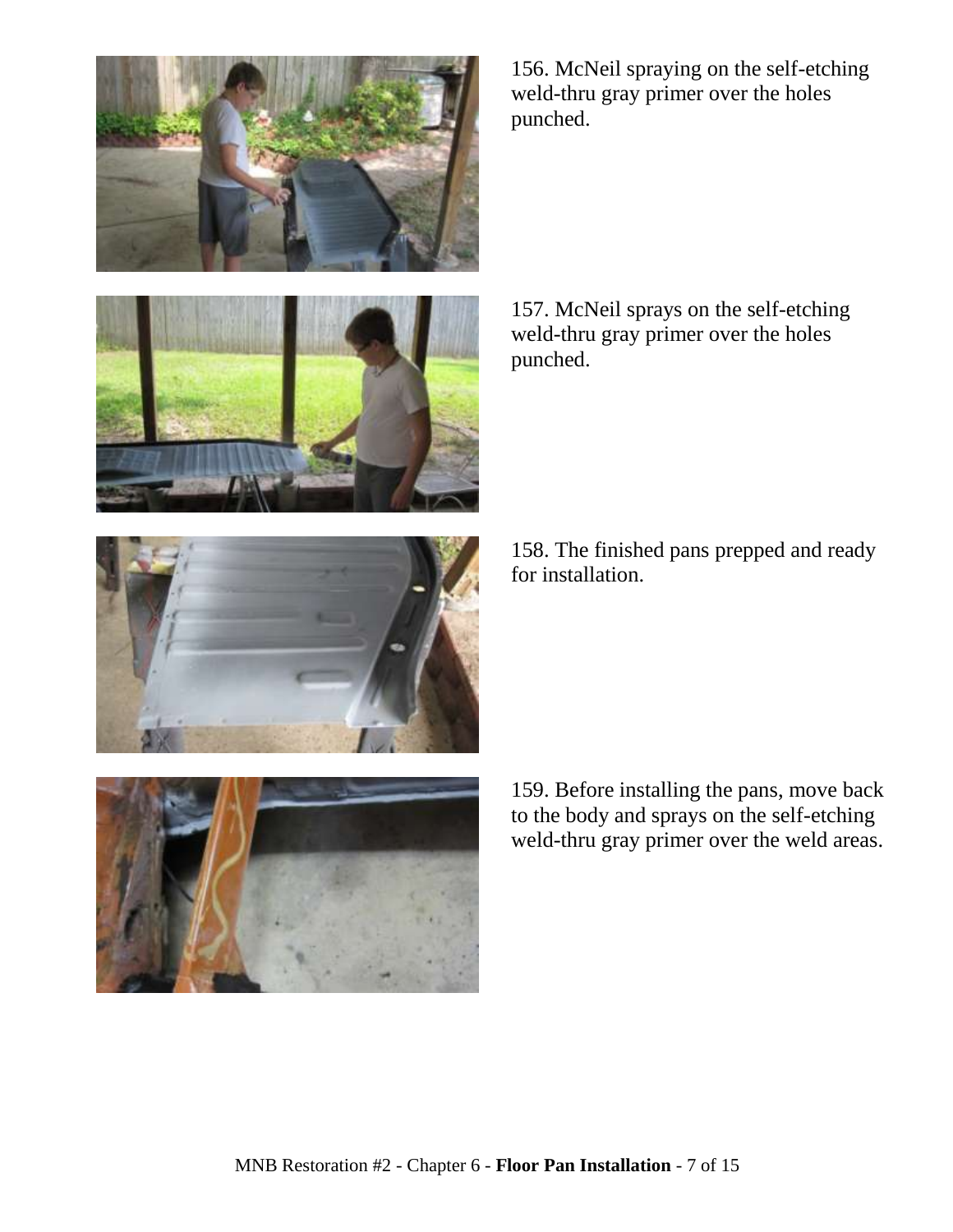156. McNeil spraying on the self-etching weld-thru gray primer over the holes punched.

157. McNeil sprays on the self-etching weld-thru gray primer over the holes punched.

158. The finished pans prepped and ready for installation.

159. Before installing the pans, move back to the body and sprays on the self-etching weld-thru gray primer over the weld areas.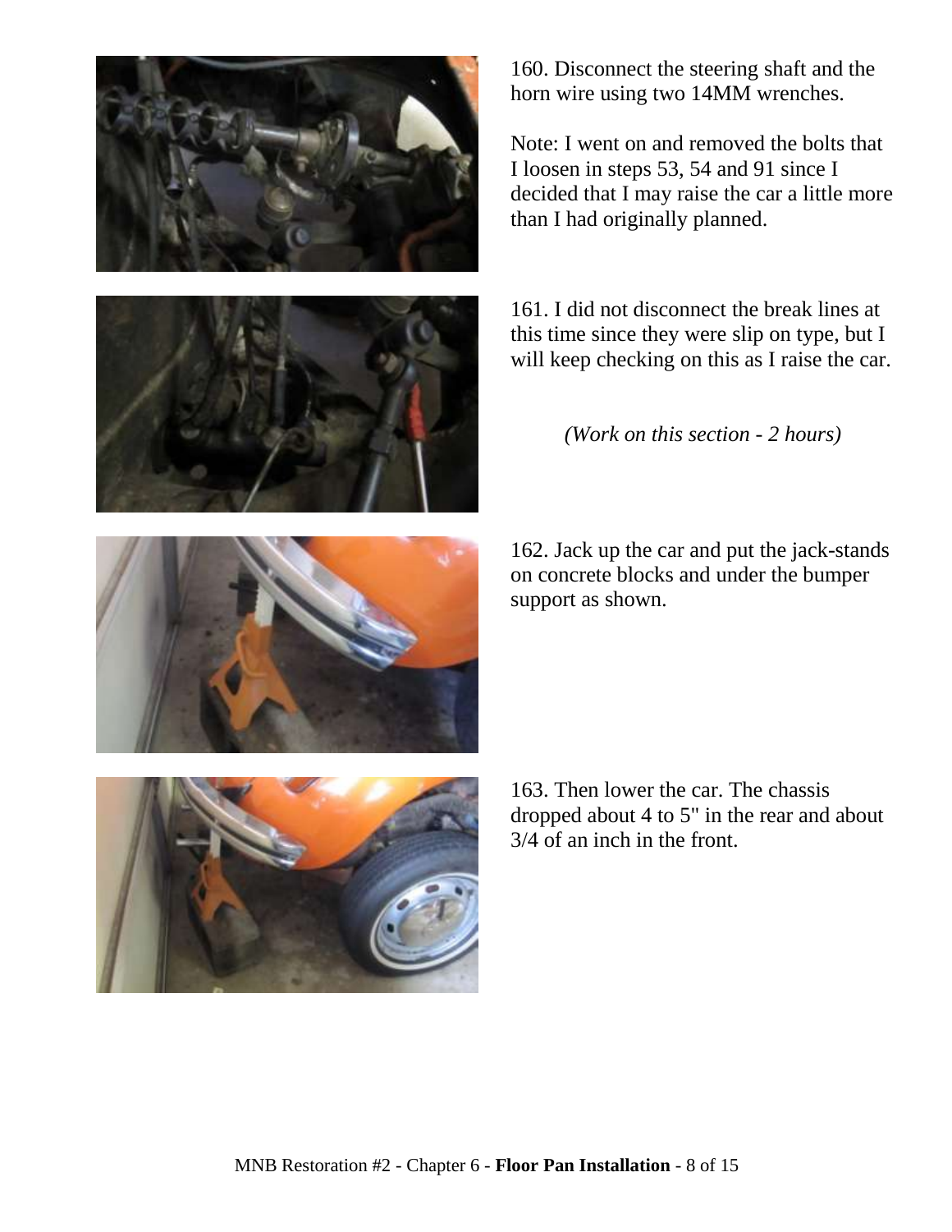160. Disconnect the steering shaft and the horn wire using two 14MM wrenches.

Note: I went on and removed the bolts that I loosen in steps 53, 54 and 91 since I decided that I may raise the car a little more than I had originally planned.

161. I did not disconnect the break lines at this time since they were slip on type, but I will keep checking on this as I raise the car.

*(Work on this section - 2 hours)*

162. Jack up the car and put the jack-stands on concrete blocks and under the bumper support as shown.

163. Then lower the car. The chassis dropped about 4 to 5" in the rear and about 3/4 of an inch in the front.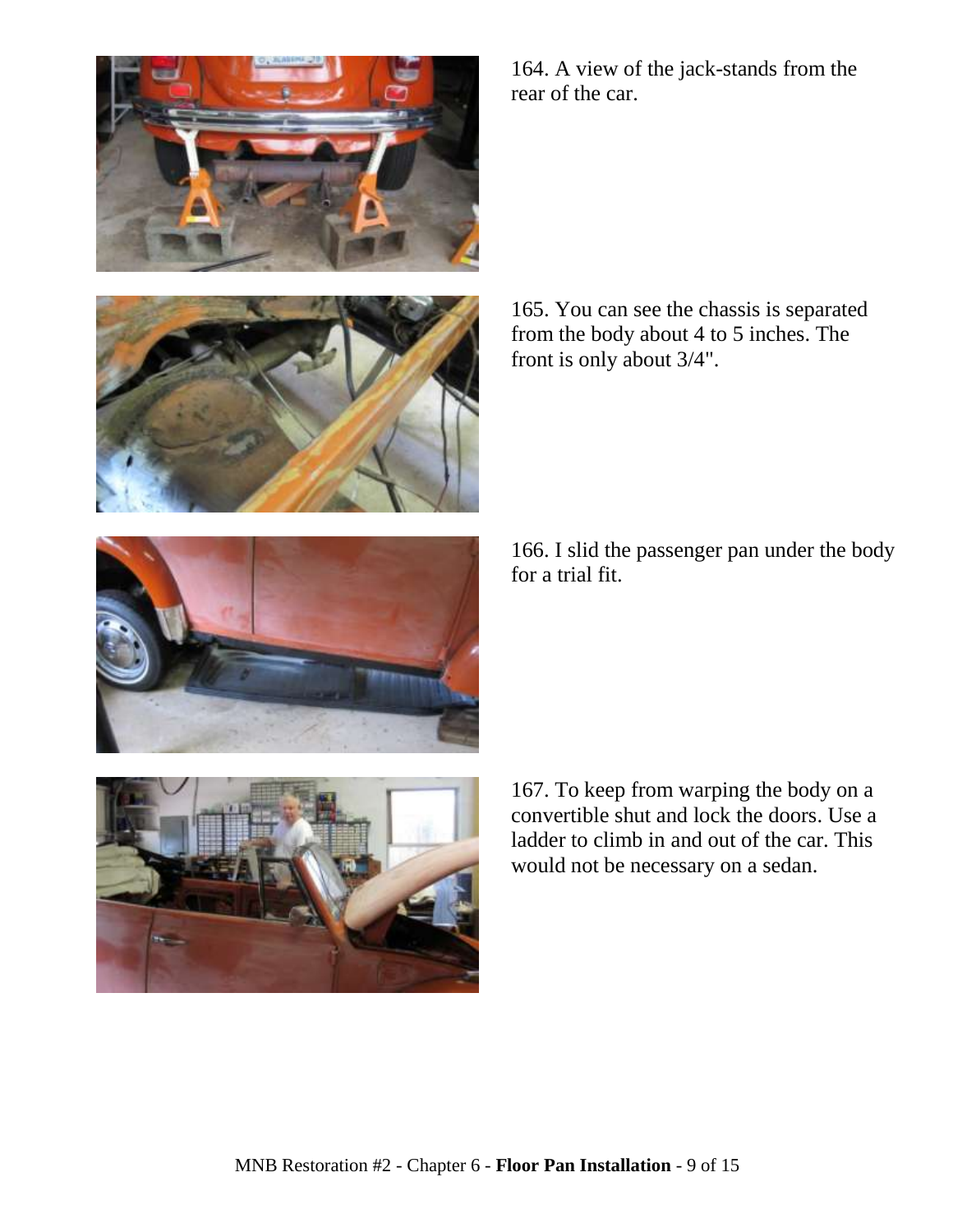164. A view of the jack-stands from the rear of the car.

165. You can see the chassis is separated from the body about 4 to 5 inches. The front is only about 3/4".

166. I slid the passenger pan under the body for a trial fit.

167. To keep from warping the body on a convertible shut and lock the doors. Use a ladder to climb in and out of the car. This would not be necessary on a sedan.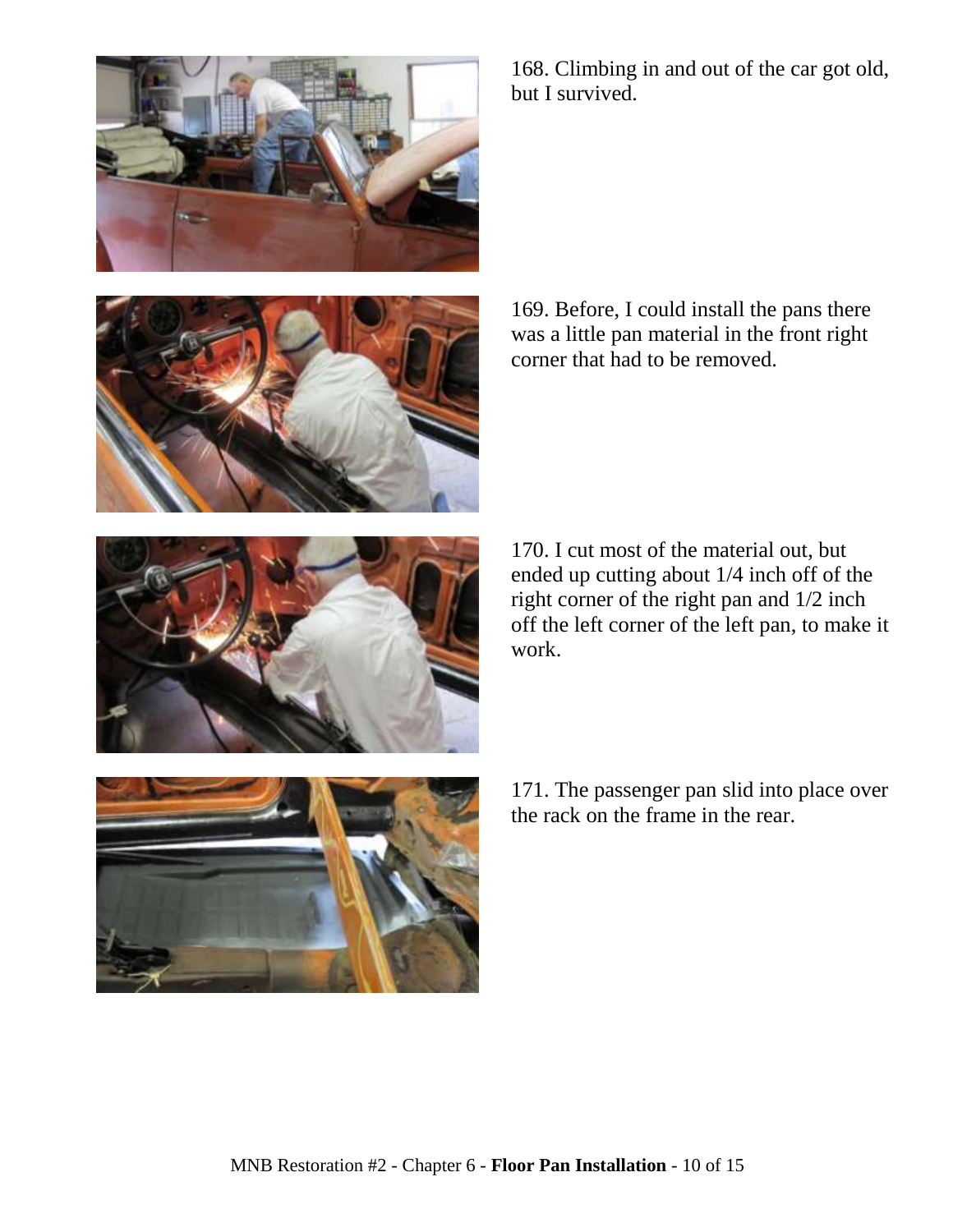168. Climbing in and out of the car got old, but I survived.

169. Before, I could install the pans there was a little pan material in the front right corner that had to be removed.

170. I cut most of the material out, but ended up cutting about 1/4 inch off of the right corner of the right pan and 1/2 inch off the left corner of the left pan, to make it work.

171. The passenger pan slid into place over the rack on the frame in the rear.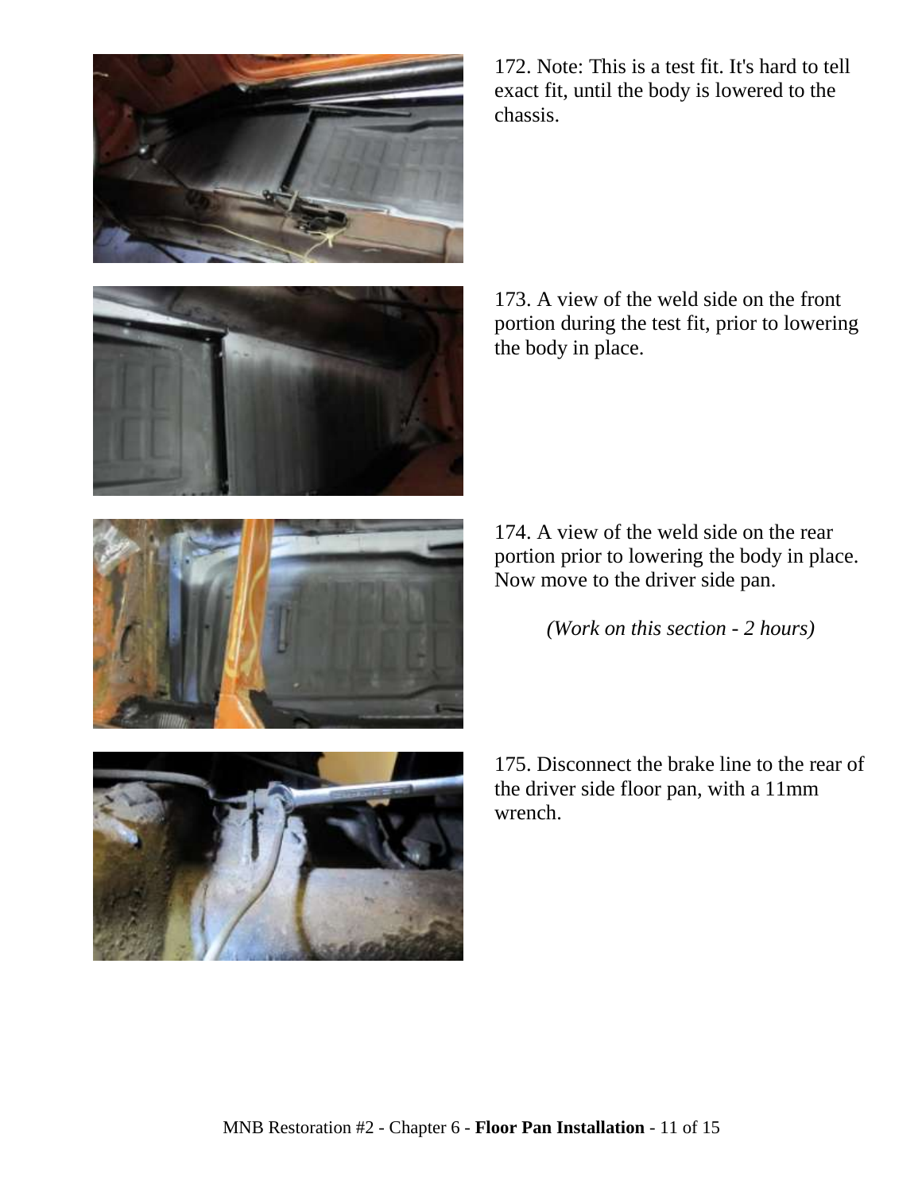172. Note: This is a test fit. It's hard to tell exact fit, until the body is lowered to the chassis.

173. A view of the weld side on the front portion during the test fit, prior to lowering the body in place.

174. A view of the weld side on the rear portion prior to lowering the body in place. Now move to the driver side pan.

*(Work on this section - 2 hours)*

175. Disconnect the brake line to the rear of the driver side floor pan, with a 11mm wrench.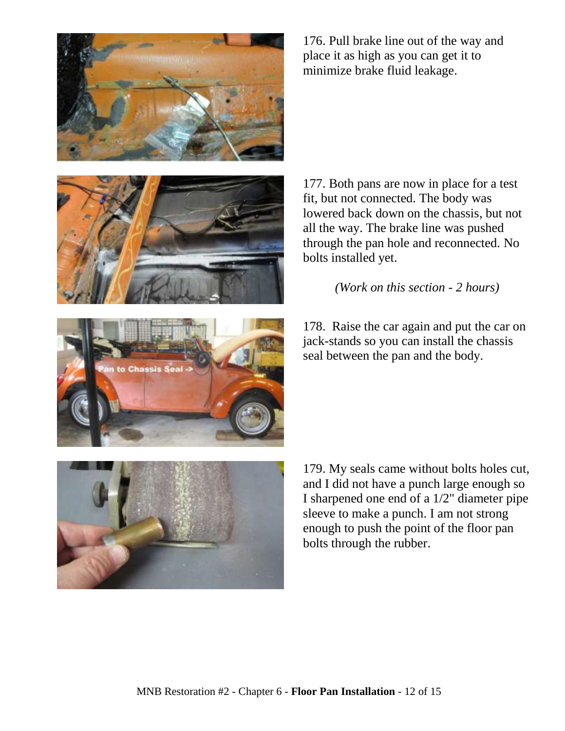176. Pull brake line out of the way and place it as high as you can get it to minimize brake fluid leakage.

177. Both pans are now in place for a test fit, but not connected. The body was lowered back down on the chassis, but not all the way. The brake line was pushed through the pan hole and reconnected. No bolts installed yet.

*(Work on this section - 2 hours)*

178. Raise the car again and put the car on jack-stands so you can install the chassis seal between the pan and the body.

179. My seals came without bolts holes cut, and I did not have a punch large enough so I sharpened one end of a 1/2" diameter pipe sleeve to make a punch. I am not strong enough to push the point of the floor pan bolts through the rubber.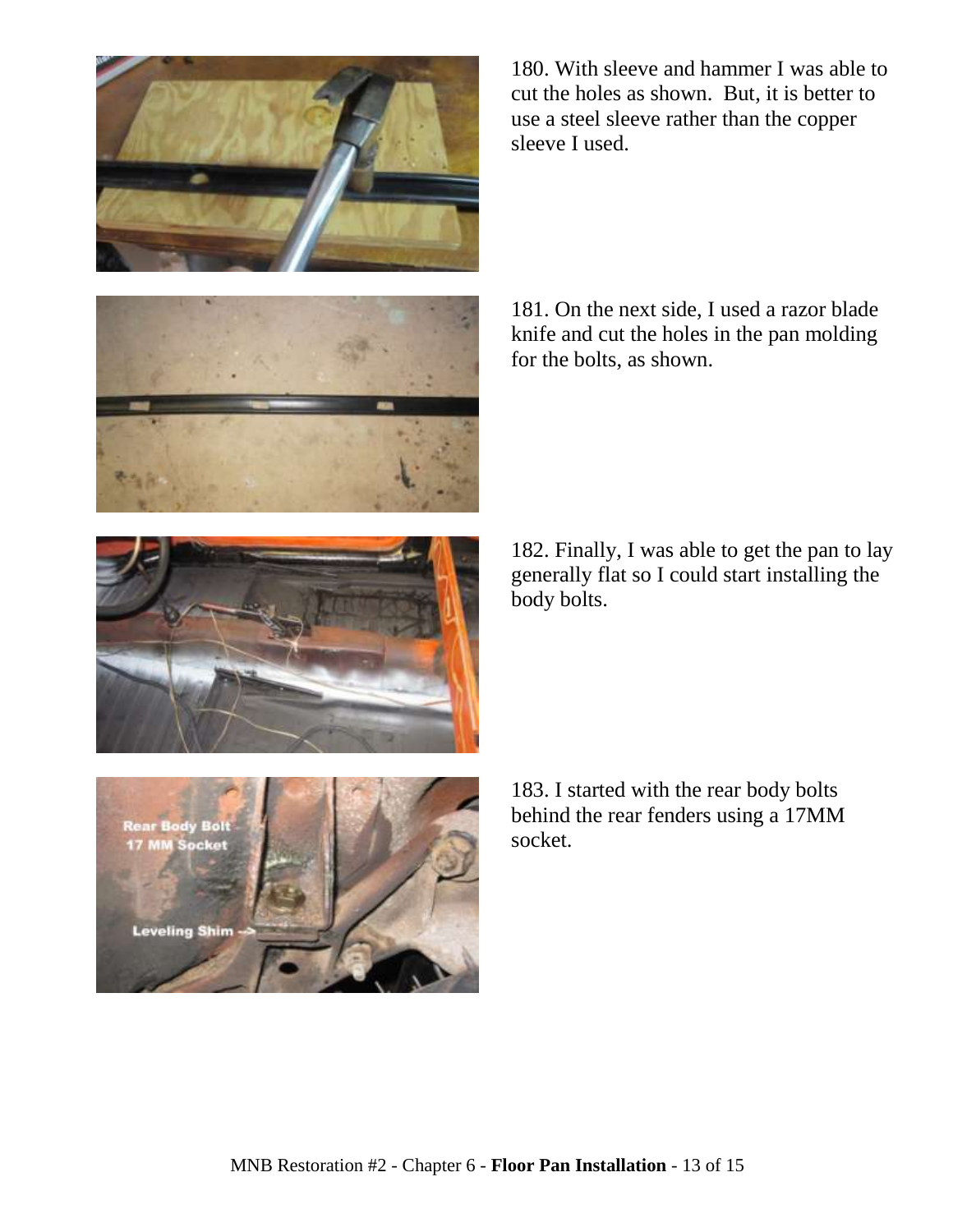180. With sleeve and hammer I was able to cut the holes as shown. But, it is better to use a steel sleeve rather than the copper sleeve I used.

181. On the next side, I used a razor blade knife and cut the holes in the pan molding for the bolts, as shown.

182. Finally, I was able to get the pan to lay generally flat so I could start installing the body bolts.

183. I started with the rear body bolts behind the rear fenders using a 17MM socket.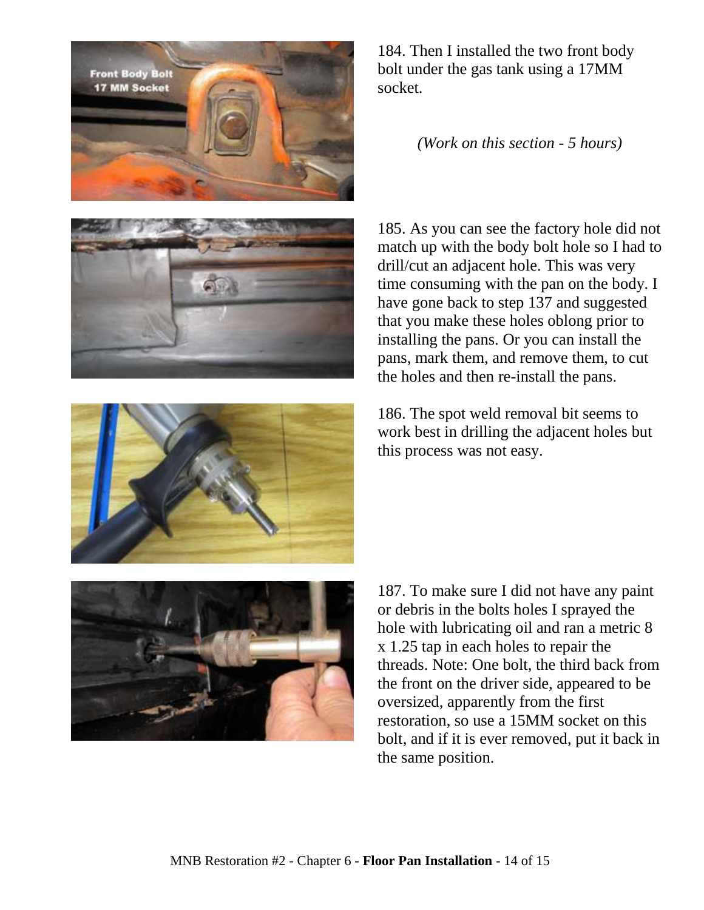184. Then I installed the two front body bolt under the gas tank using a 17MM socket.

*(Work on this section - 5 hours)*

185. As you can see the factory hole did not match up with the body bolt hole so I had to drill/cut an adjacent hole. This was very time consuming with the pan on the body. I have gone back to step 137 and suggested that you make these holes oblong prior to installing the pans. Or you can install the pans, mark them, and remove them, to cut the holes and then re-install the pans.

186. The spot weld removal bit seems to work best in drilling the adjacent holes but this process was not easy.

187. To make sure I did not have any paint or debris in the bolts holes I sprayed the hole with lubricating oil and ran a metric 8 x 1.25 tap in each holes to repair the threads. Note: One bolt, the third back from the front on the driver side, appeared to be oversized, apparently from the first restoration, so use a 15MM socket on this bolt, and if it is ever removed, put it back in the same position.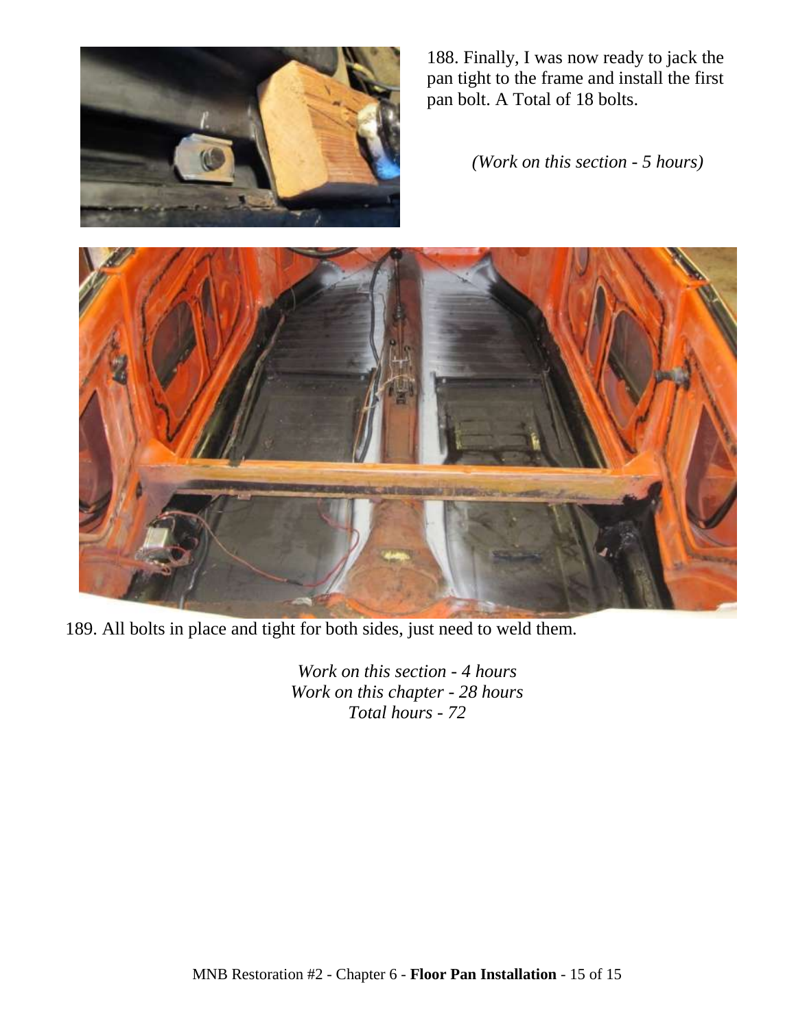188. Finally, I was now ready to jack the pan tight to the frame and install the first pan bolt. A Total of 18 bolts.

*(Work on this section - 5 hours)*

189. All bolts in place and tight for both sides, just need to weld them.

*Work on this section - 4 hours*
*Work on this chapter - 28 hours*
*Total hours - 72*